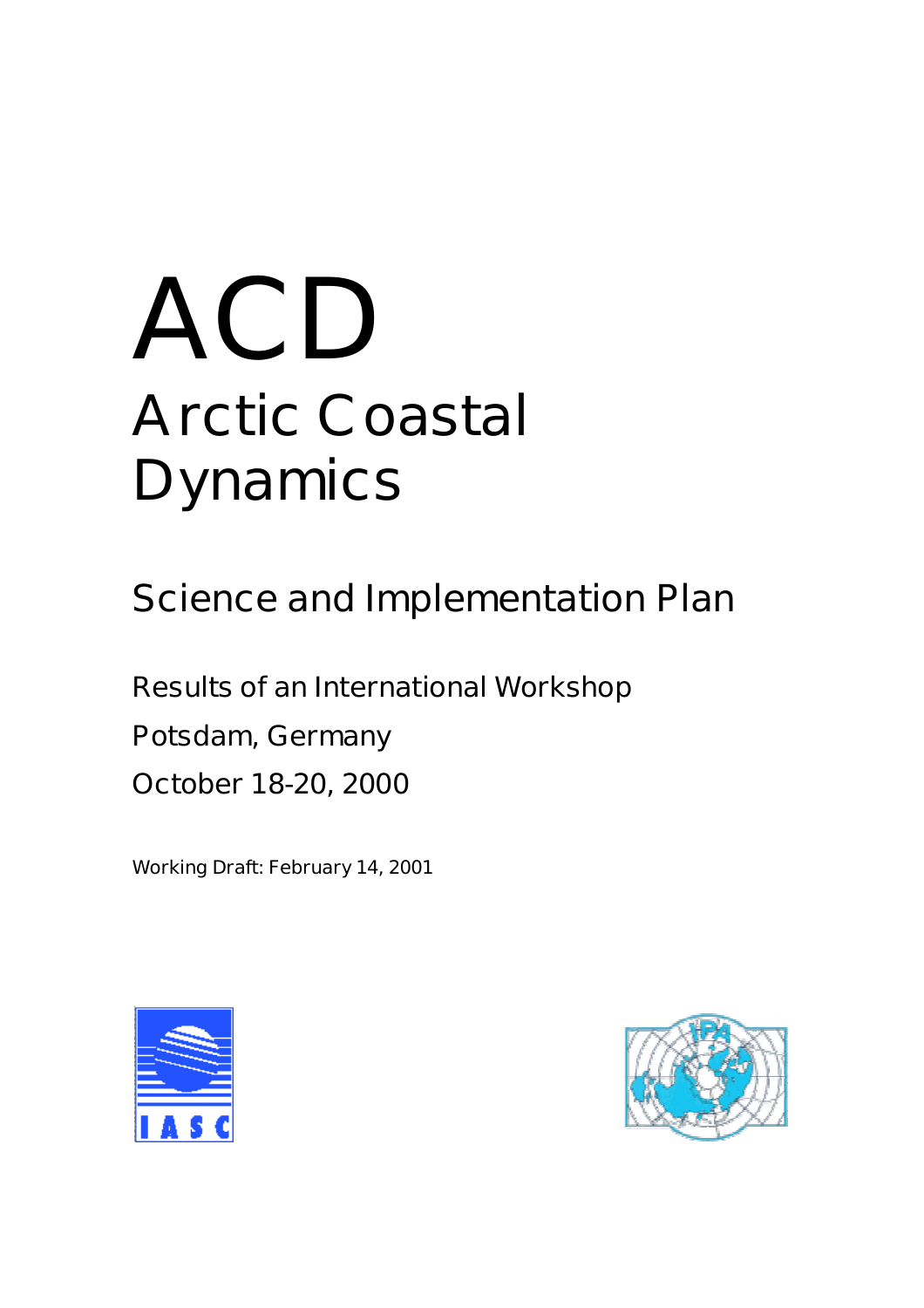# ACD

# Arctic Coastal Dynamics

## Science and Implementation Plan

Results of an International Workshop

Potsdam, Germany

October 18-20, 2000

Working Draft: February 14, 2001

IASC

IPA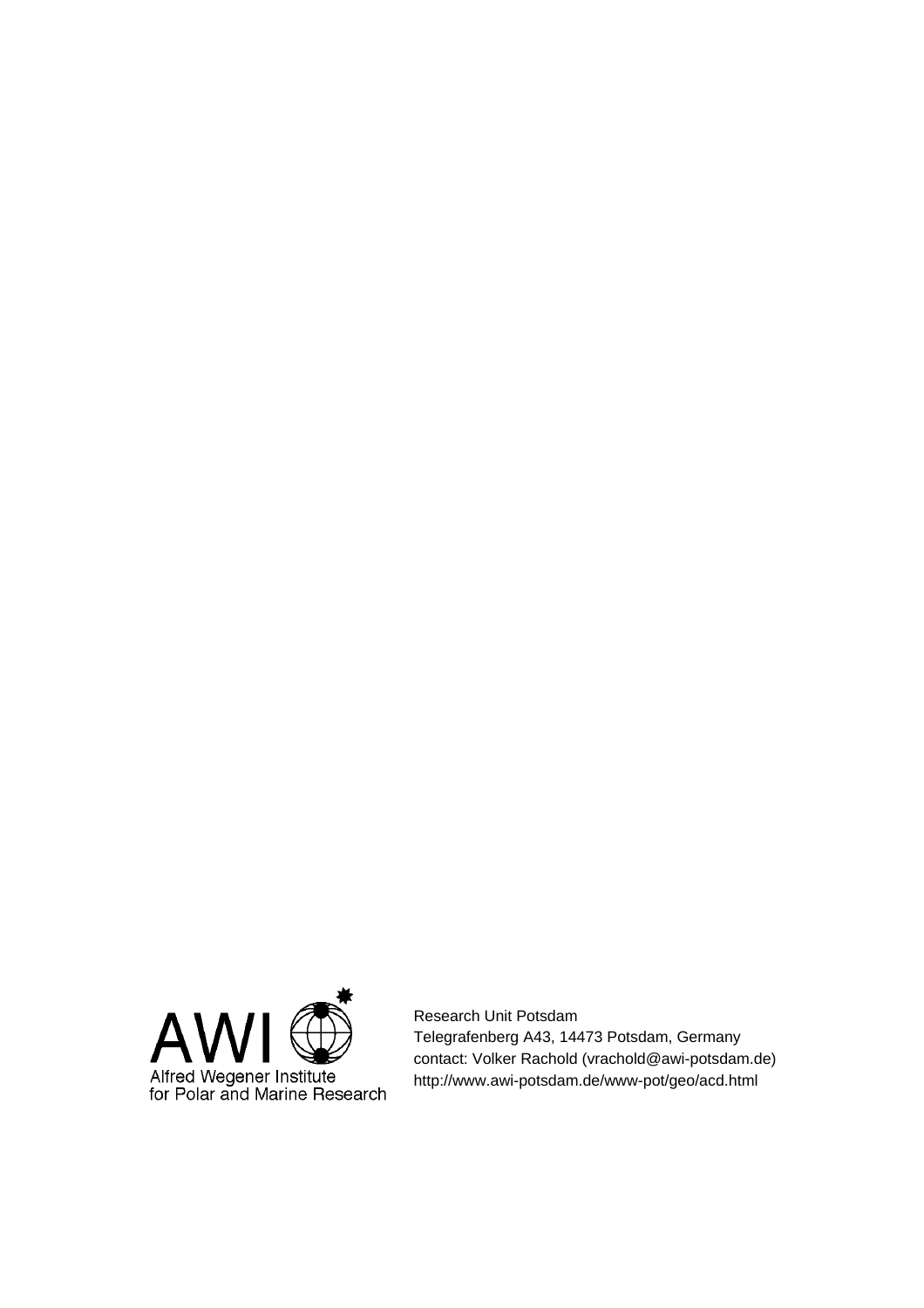AWI

Alfred Wegener Institute
for Polar and Marine Research

Research Unit Potsdam
Telegrafenberg A43, 14473 Potsdam, Germany
contact: Volker Rachold (vrachold@awi-potsdam.de)
http://www.awi-potsdam.de/www-pot/geo/acd.html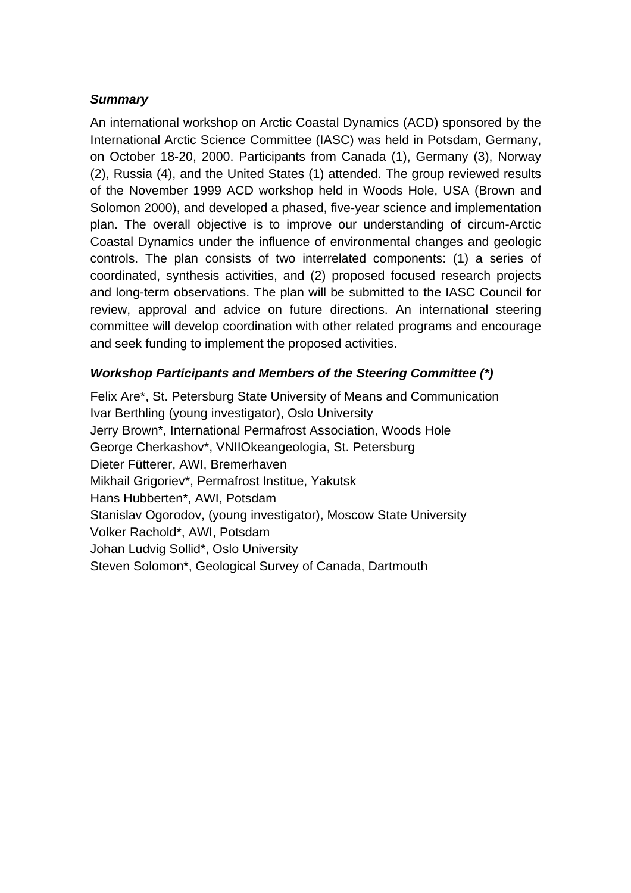***Summary***

An international workshop on Arctic Coastal Dynamics (ACD) sponsored by the International Arctic Science Committee (IASC) was held in Potsdam, Germany, on October 18-20, 2000. Participants from Canada (1), Germany (3), Norway (2), Russia (4), and the United States (1) attended. The group reviewed results of the November 1999 ACD workshop held in Woods Hole, USA (Brown and Solomon 2000), and developed a phased, five-year science and implementation plan. The overall objective is to improve our understanding of circum-Arctic Coastal Dynamics under the influence of environmental changes and geologic controls. The plan consists of two interrelated components: (1) a series of coordinated, synthesis activities, and (2) proposed focused research projects and long-term observations. The plan will be submitted to the IASC Council for review, approval and advice on future directions. An international steering committee will develop coordination with other related programs and encourage and seek funding to implement the proposed activities.

***Workshop Participants and Members of the Steering Committee (*)***

Felix Are*, St. Petersburg State University of Means and Communication
Ivar Berthling (young investigator), Oslo University
Jerry Brown*, International Permafrost Association, Woods Hole
George Cherkashov*, VNIIOkeangeologia, St. Petersburg
Dieter Fütterer, AWI, Bremerhaven
Mikhail Grigoriev*, Permafrost Institue, Yakutsk
Hans Hubberten*, AWI, Potsdam
Stanislav Ogorodov, (young investigator), Moscow State University
Volker Rachold*, AWI, Potsdam
Johan Ludvig Sollid*, Oslo University
Steven Solomon*, Geological Survey of Canada, Dartmouth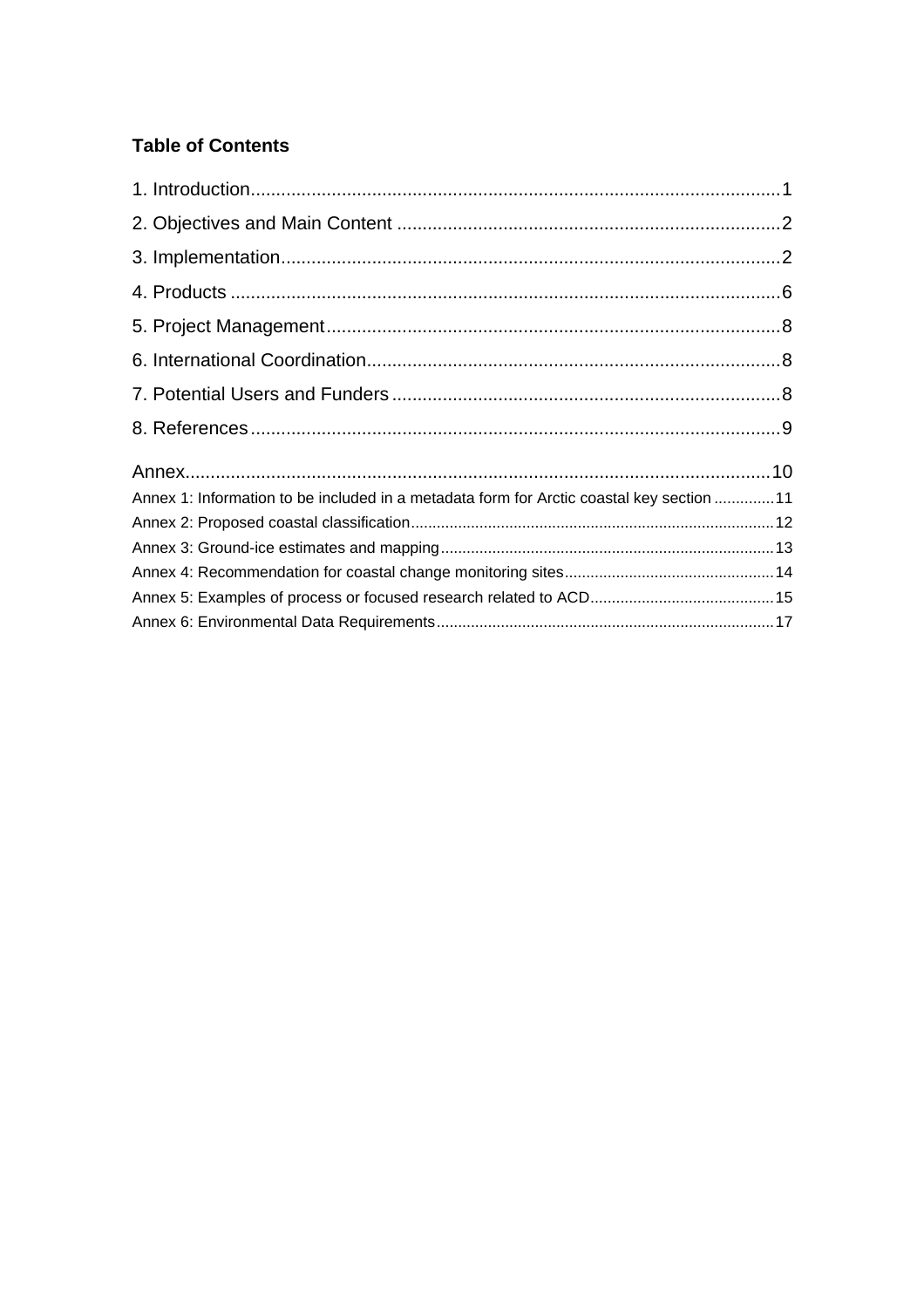**Table of Contents**

1. Introduction........................................................................................................1

2. Objectives and Main Content ...........................................................................2

3. Implementation..................................................................................................2

4. Products ............................................................................................................6

5. Project Management.........................................................................................8

6. International Coordination.................................................................................8

7. Potential Users and Funders ............................................................................8

8. References ........................................................................................................9

Annex...................................................................................................................10

Annex 1: Information to be included in a metadata form for Arctic coastal key section ..............11

Annex 2: Proposed coastal classification....................................................................................12

Annex 3: Ground-ice estimates and mapping.............................................................................13

Annex 4: Recommendation for coastal change monitoring sites................................................14

Annex 5: Examples of process or focused research related to ACD...........................................15

Annex 6: Environmental Data Requirements..............................................................................17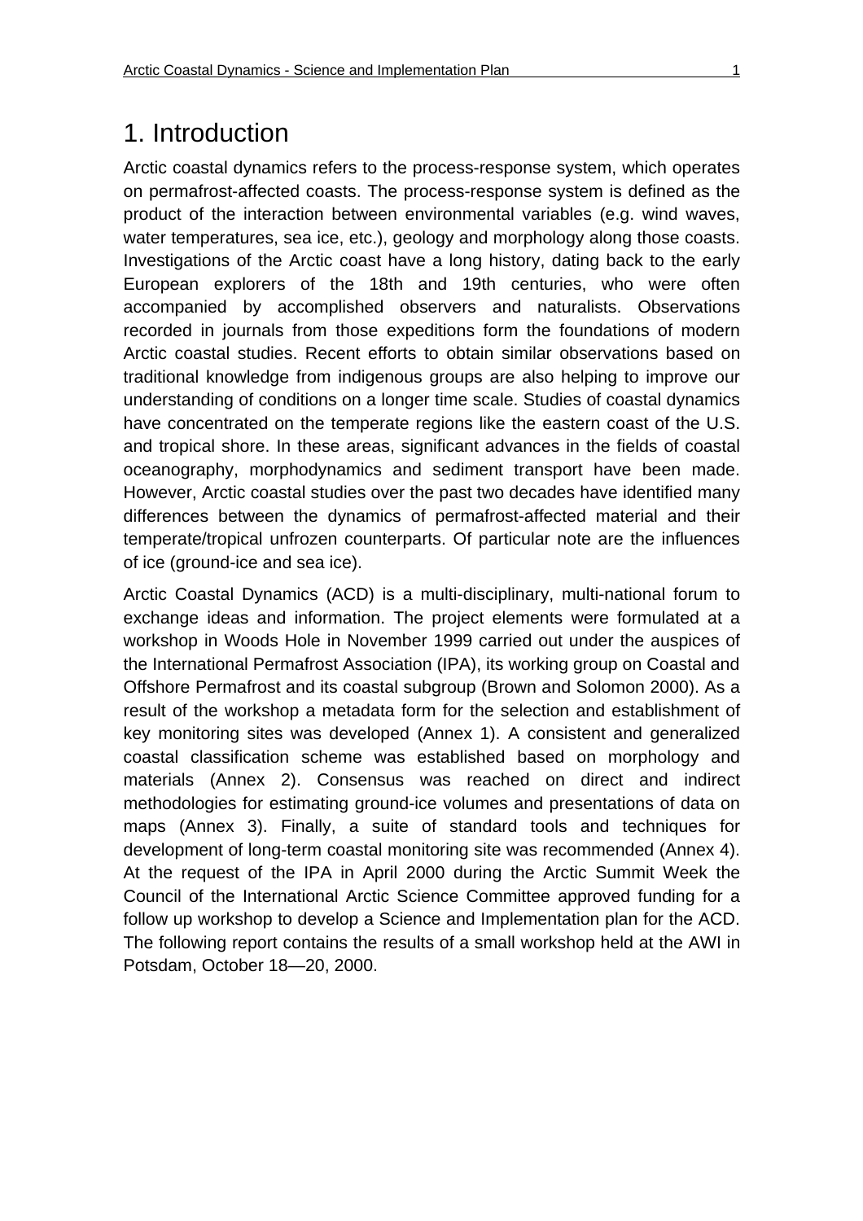# 1. Introduction

Arctic coastal dynamics refers to the process-response system, which operates on permafrost-affected coasts. The process-response system is defined as the product of the interaction between environmental variables (e.g. wind waves, water temperatures, sea ice, etc.), geology and morphology along those coasts. Investigations of the Arctic coast have a long history, dating back to the early European explorers of the 18th and 19th centuries, who were often accompanied by accomplished observers and naturalists. Observations recorded in journals from those expeditions form the foundations of modern Arctic coastal studies. Recent efforts to obtain similar observations based on traditional knowledge from indigenous groups are also helping to improve our understanding of conditions on a longer time scale. Studies of coastal dynamics have concentrated on the temperate regions like the eastern coast of the U.S. and tropical shore. In these areas, significant advances in the fields of coastal oceanography, morphodynamics and sediment transport have been made. However, Arctic coastal studies over the past two decades have identified many differences between the dynamics of permafrost-affected material and their temperate/tropical unfrozen counterparts. Of particular note are the influences of ice (ground-ice and sea ice).

Arctic Coastal Dynamics (ACD) is a multi-disciplinary, multi-national forum to exchange ideas and information. The project elements were formulated at a workshop in Woods Hole in November 1999 carried out under the auspices of the International Permafrost Association (IPA), its working group on Coastal and Offshore Permafrost and its coastal subgroup (Brown and Solomon 2000). As a result of the workshop a metadata form for the selection and establishment of key monitoring sites was developed (Annex 1). A consistent and generalized coastal classification scheme was established based on morphology and materials (Annex 2). Consensus was reached on direct and indirect methodologies for estimating ground-ice volumes and presentations of data on maps (Annex 3). Finally, a suite of standard tools and techniques for development of long-term coastal monitoring site was recommended (Annex 4). At the request of the IPA in April 2000 during the Arctic Summit Week the Council of the International Arctic Science Committee approved funding for a follow up workshop to develop a Science and Implementation plan for the ACD. The following report contains the results of a small workshop held at the AWI in Potsdam, October 18—20, 2000.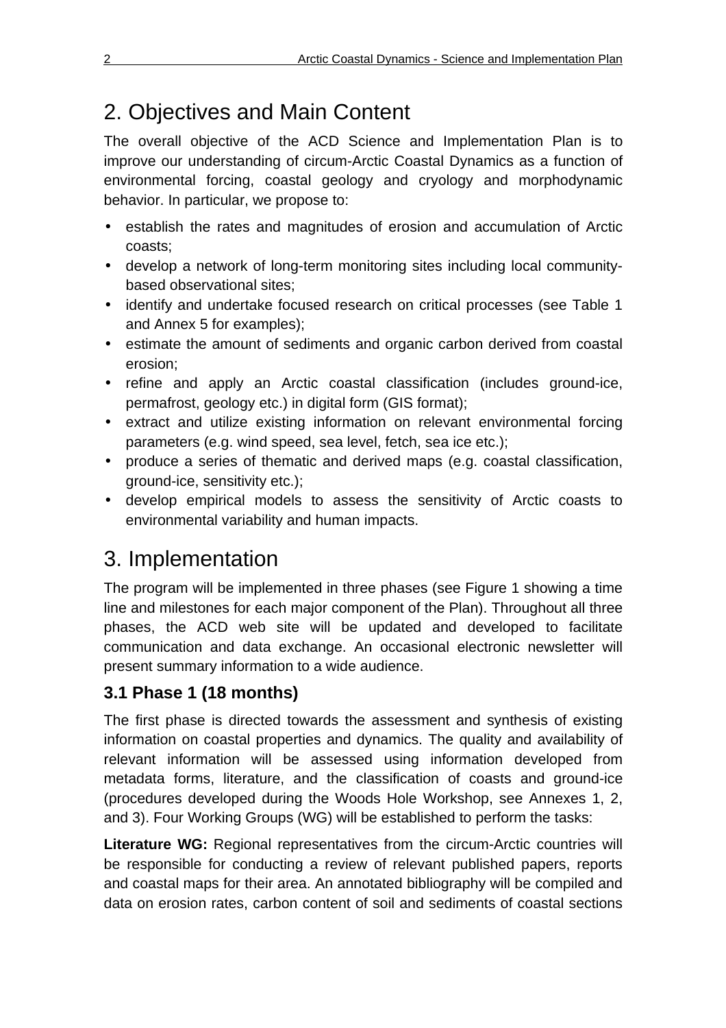## 2. Objectives and Main Content

The overall objective of the ACD Science and Implementation Plan is to improve our understanding of circum-Arctic Coastal Dynamics as a function of environmental forcing, coastal geology and cryology and morphodynamic behavior. In particular, we propose to:

- establish the rates and magnitudes of erosion and accumulation of Arctic coasts;
- develop a network of long-term monitoring sites including local community-based observational sites;
- identify and undertake focused research on critical processes (see Table 1 and Annex 5 for examples);
- estimate the amount of sediments and organic carbon derived from coastal erosion;
- refine and apply an Arctic coastal classification (includes ground-ice, permafrost, geology etc.) in digital form (GIS format);
- extract and utilize existing information on relevant environmental forcing parameters (e.g. wind speed, sea level, fetch, sea ice etc.);
- produce a series of thematic and derived maps (e.g. coastal classification, ground-ice, sensitivity etc.);
- develop empirical models to assess the sensitivity of Arctic coasts to environmental variability and human impacts.

## 3. Implementation

The program will be implemented in three phases (see Figure 1 showing a time line and milestones for each major component of the Plan). Throughout all three phases, the ACD web site will be updated and developed to facilitate communication and data exchange. An occasional electronic newsletter will present summary information to a wide audience.

### 3.1 Phase 1 (18 months)

The first phase is directed towards the assessment and synthesis of existing information on coastal properties and dynamics. The quality and availability of relevant information will be assessed using information developed from metadata forms, literature, and the classification of coasts and ground-ice (procedures developed during the Woods Hole Workshop, see Annexes 1, 2, and 3). Four Working Groups (WG) will be established to perform the tasks:

**Literature WG:** Regional representatives from the circum-Arctic countries will be responsible for conducting a review of relevant published papers, reports and coastal maps for their area. An annotated bibliography will be compiled and data on erosion rates, carbon content of soil and sediments of coastal sections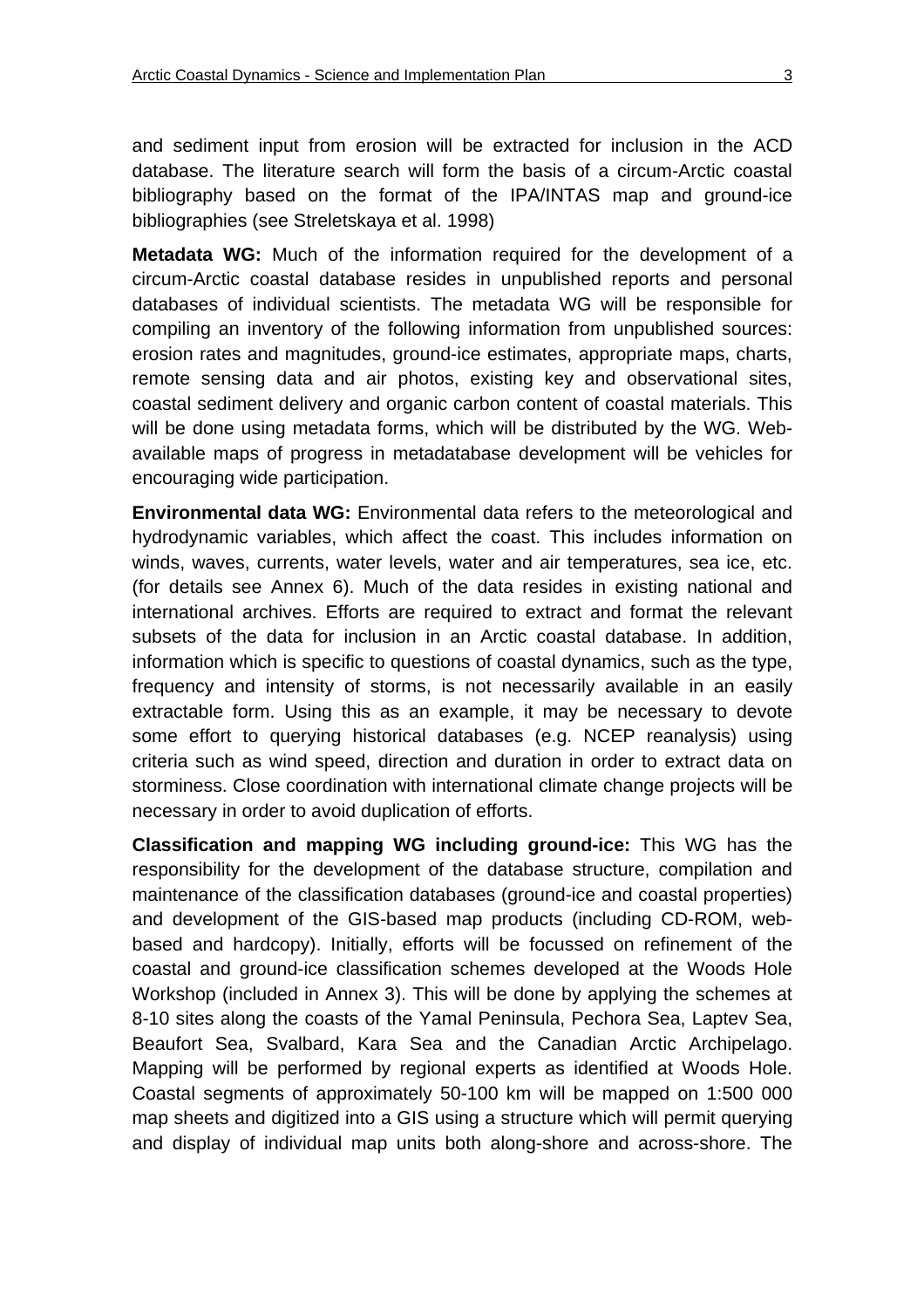and sediment input from erosion will be extracted for inclusion in the ACD database. The literature search will form the basis of a circum-Arctic coastal bibliography based on the format of the IPA/INTAS map and ground-ice bibliographies (see Streletskaya et al. 1998)

**Metadata WG:** Much of the information required for the development of a circum-Arctic coastal database resides in unpublished reports and personal databases of individual scientists. The metadata WG will be responsible for compiling an inventory of the following information from unpublished sources: erosion rates and magnitudes, ground-ice estimates, appropriate maps, charts, remote sensing data and air photos, existing key and observational sites, coastal sediment delivery and organic carbon content of coastal materials. This will be done using metadata forms, which will be distributed by the WG. Web-available maps of progress in metadatabase development will be vehicles for encouraging wide participation.

**Environmental data WG:** Environmental data refers to the meteorological and hydrodynamic variables, which affect the coast. This includes information on winds, waves, currents, water levels, water and air temperatures, sea ice, etc. (for details see Annex 6). Much of the data resides in existing national and international archives. Efforts are required to extract and format the relevant subsets of the data for inclusion in an Arctic coastal database. In addition, information which is specific to questions of coastal dynamics, such as the type, frequency and intensity of storms, is not necessarily available in an easily extractable form. Using this as an example, it may be necessary to devote some effort to querying historical databases (e.g. NCEP reanalysis) using criteria such as wind speed, direction and duration in order to extract data on storminess. Close coordination with international climate change projects will be necessary in order to avoid duplication of efforts.

**Classification and mapping WG including ground-ice:** This WG has the responsibility for the development of the database structure, compilation and maintenance of the classification databases (ground-ice and coastal properties) and development of the GIS-based map products (including CD-ROM, web-based and hardcopy). Initially, efforts will be focussed on refinement of the coastal and ground-ice classification schemes developed at the Woods Hole Workshop (included in Annex 3). This will be done by applying the schemes at 8-10 sites along the coasts of the Yamal Peninsula, Pechora Sea, Laptev Sea, Beaufort Sea, Svalbard, Kara Sea and the Canadian Arctic Archipelago. Mapping will be performed by regional experts as identified at Woods Hole. Coastal segments of approximately 50-100 km will be mapped on 1:500 000 map sheets and digitized into a GIS using a structure which will permit querying and display of individual map units both along-shore and across-shore. The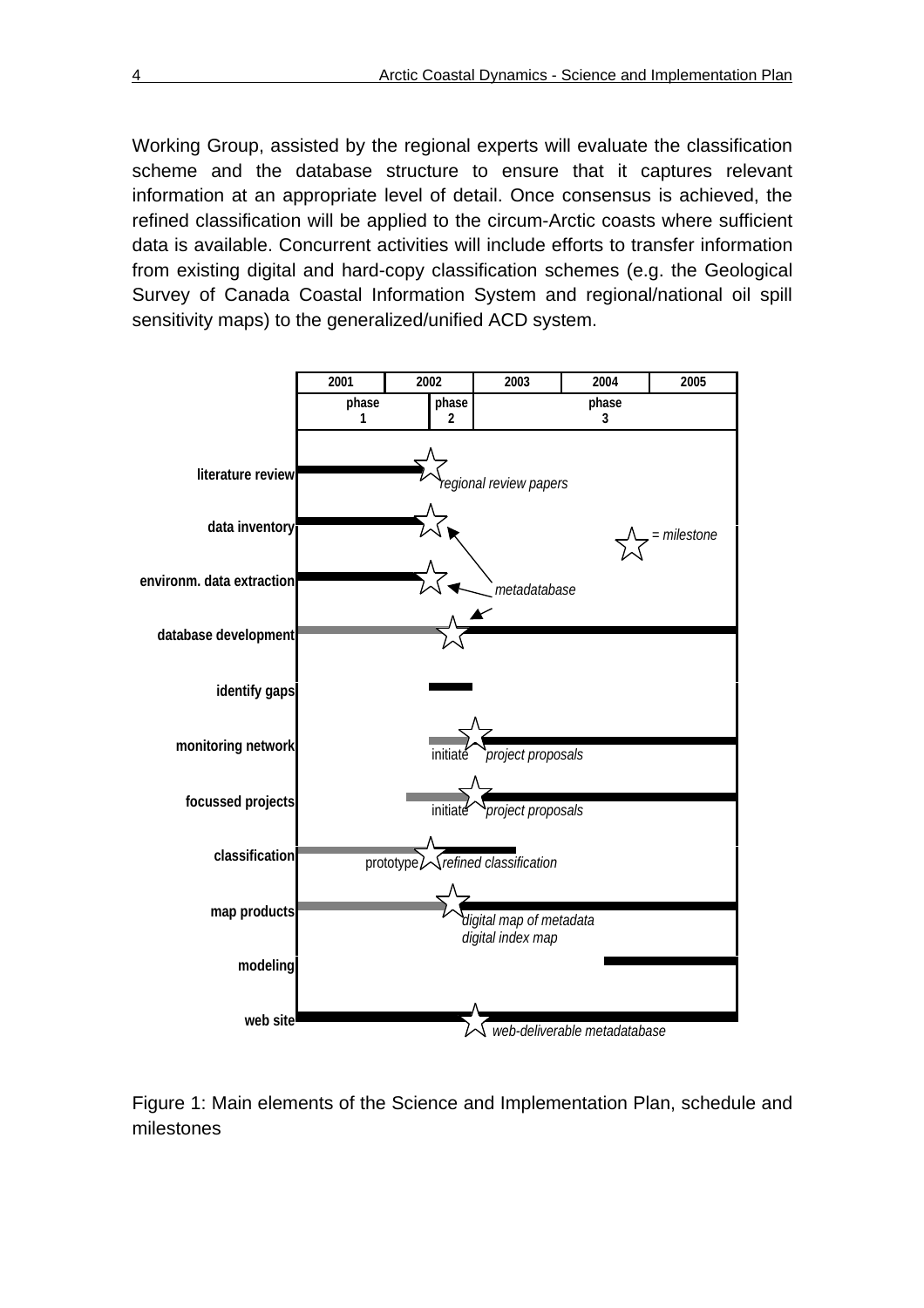Working Group, assisted by the regional experts will evaluate the classification scheme and the database structure to ensure that it captures relevant information at an appropriate level of detail. Once consensus is achieved, the refined classification will be applied to the circum-Arctic coasts where sufficient data is available. Concurrent activities will include efforts to transfer information from existing digital and hard-copy classification schemes (e.g. the Geological Survey of Canada Coastal Information System and regional/national oil spill sensitivity maps) to the generalized/unified ACD system.

Figure 1: Main elements of the Science and Implementation Plan, schedule and milestones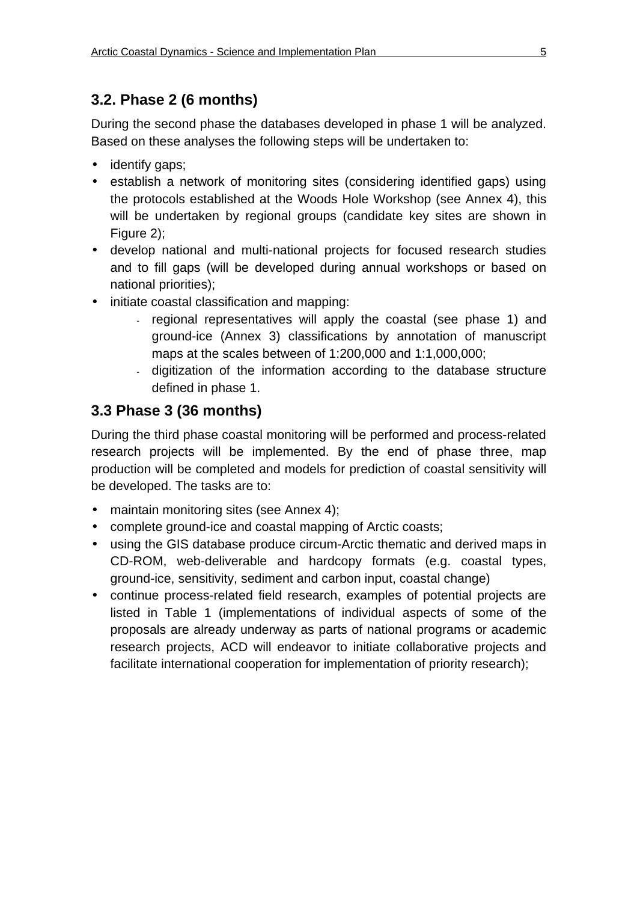## 3.2. Phase 2 (6 months)

During the second phase the databases developed in phase 1 will be analyzed. Based on these analyses the following steps will be undertaken to:

- identify gaps;
- establish a network of monitoring sites (considering identified gaps) using the protocols established at the Woods Hole Workshop (see Annex 4), this will be undertaken by regional groups (candidate key sites are shown in Figure 2);
- develop national and multi-national projects for focused research studies and to fill gaps (will be developed during annual workshops or based on national priorities);
- initiate coastal classification and mapping:
  - regional representatives will apply the coastal (see phase 1) and ground-ice (Annex 3) classifications by annotation of manuscript maps at the scales between of 1:200,000 and 1:1,000,000;
  - digitization of the information according to the database structure defined in phase 1.

## 3.3 Phase 3 (36 months)

During the third phase coastal monitoring will be performed and process-related research projects will be implemented. By the end of phase three, map production will be completed and models for prediction of coastal sensitivity will be developed. The tasks are to:

- maintain monitoring sites (see Annex 4);
- complete ground-ice and coastal mapping of Arctic coasts;
- using the GIS database produce circum-Arctic thematic and derived maps in CD-ROM, web-deliverable and hardcopy formats (e.g. coastal types, ground-ice, sensitivity, sediment and carbon input, coastal change)
- continue process-related field research, examples of potential projects are listed in Table 1 (implementations of individual aspects of some of the proposals are already underway as parts of national programs or academic research projects, ACD will endeavor to initiate collaborative projects and facilitate international cooperation for implementation of priority research);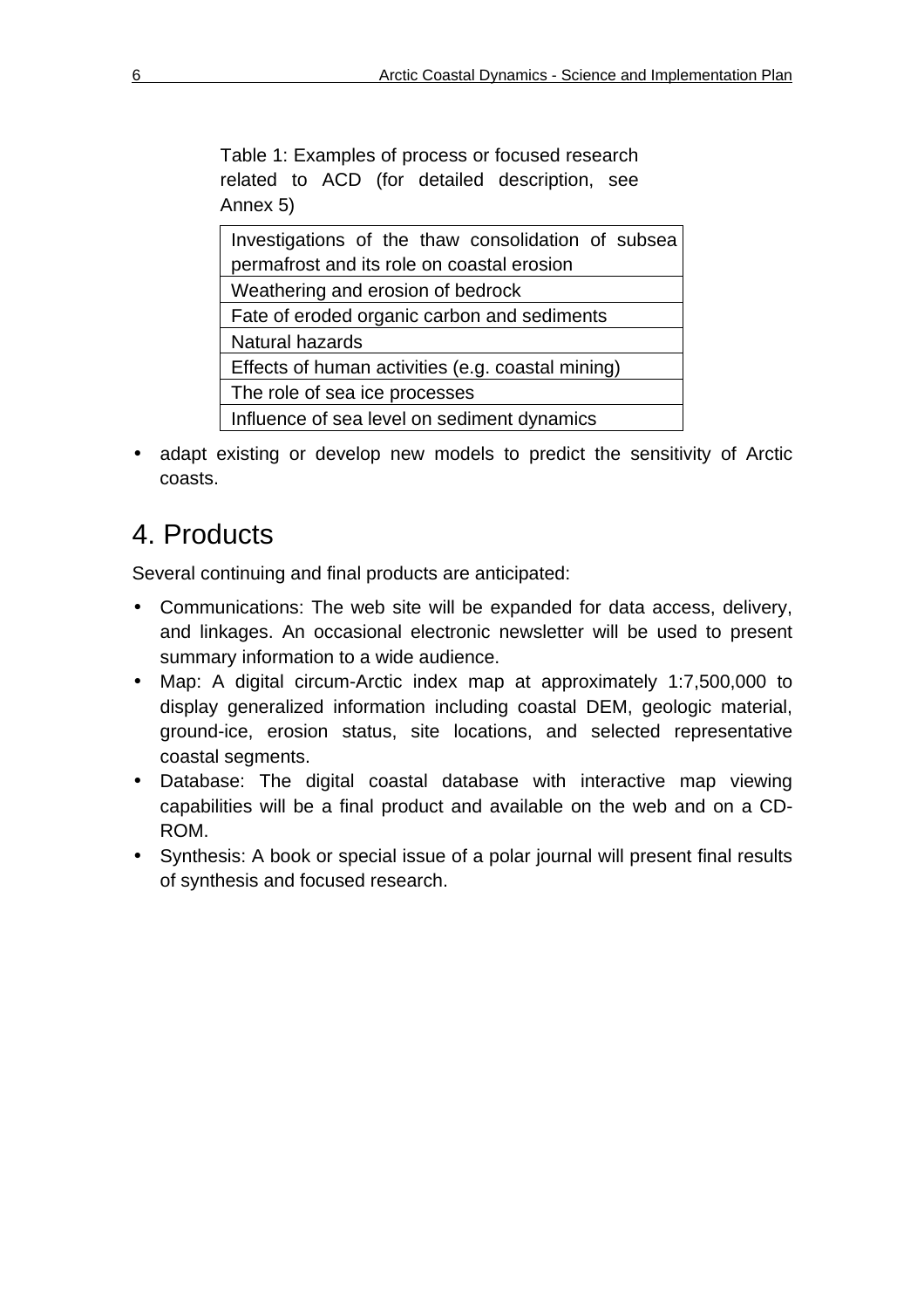Table 1: Examples of process or focused research related to ACD (for detailed description, see Annex 5)

| Examples of process or focused research |
|---|
| Investigations of the thaw consolidation of subsea permafrost and its role on coastal erosion |
| Weathering and erosion of bedrock |
| Fate of eroded organic carbon and sediments |
| Natural hazards |
| Effects of human activities (e.g. coastal mining) |
| The role of sea ice processes |
| Influence of sea level on sediment dynamics |

- adapt existing or develop new models to predict the sensitivity of Arctic coasts.

# 4. Products

Several continuing and final products are anticipated:

- Communications: The web site will be expanded for data access, delivery, and linkages. An occasional electronic newsletter will be used to present summary information to a wide audience.
- Map: A digital circum-Arctic index map at approximately 1:7,500,000 to display generalized information including coastal DEM, geologic material, ground-ice, erosion status, site locations, and selected representative coastal segments.
- Database: The digital coastal database with interactive map viewing capabilities will be a final product and available on the web and on a CD-ROM.
- Synthesis: A book or special issue of a polar journal will present final results of synthesis and focused research.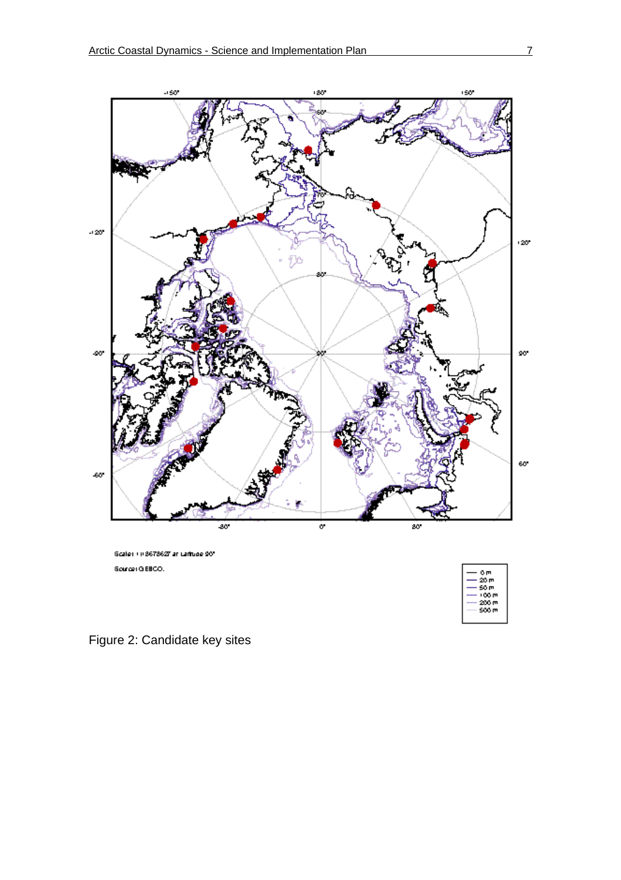Figure 2: Candidate key sites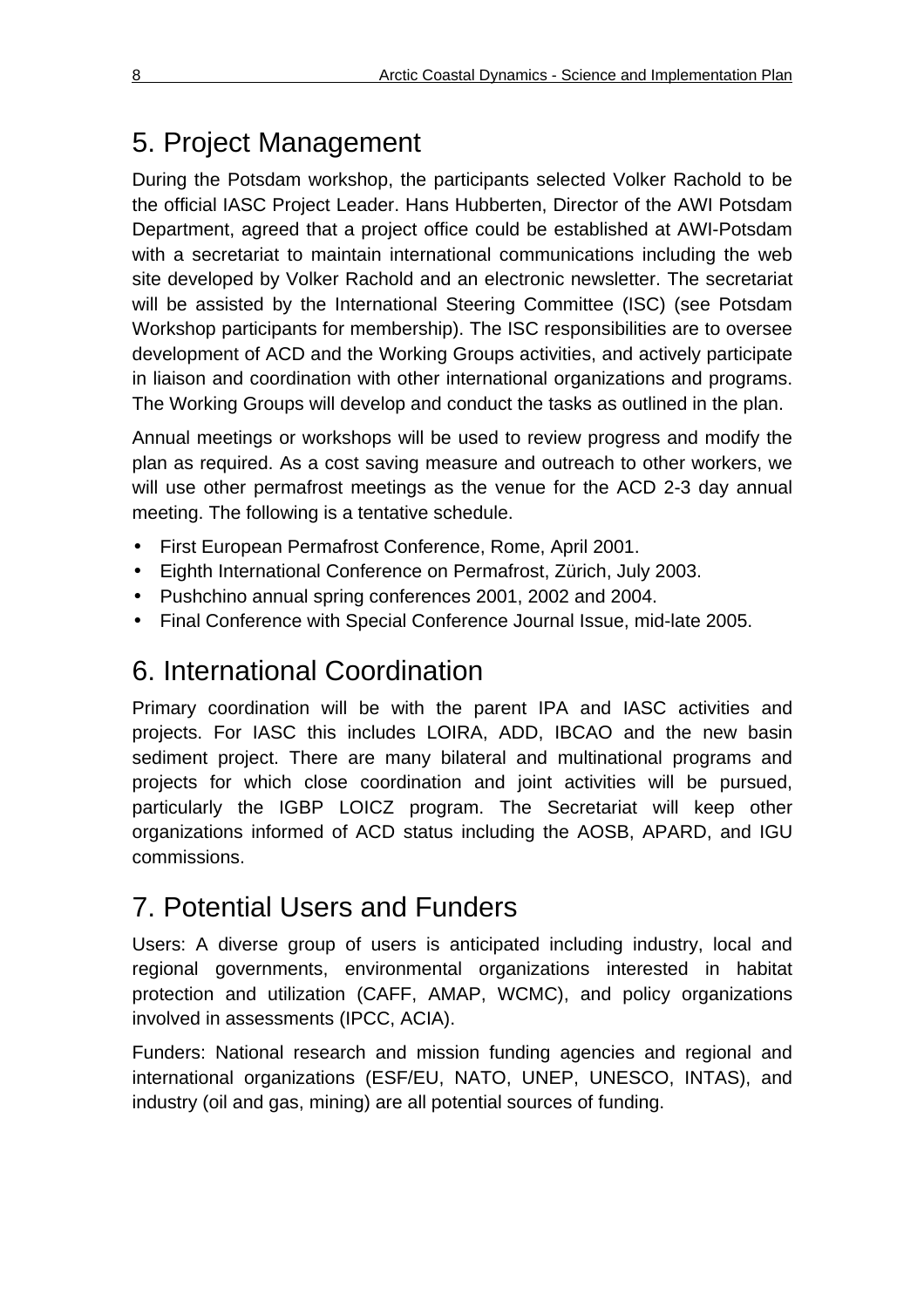# 5. Project Management

During the Potsdam workshop, the participants selected Volker Rachold to be the official IASC Project Leader. Hans Hubberten, Director of the AWI Potsdam Department, agreed that a project office could be established at AWI-Potsdam with a secretariat to maintain international communications including the web site developed by Volker Rachold and an electronic newsletter. The secretariat will be assisted by the International Steering Committee (ISC) (see Potsdam Workshop participants for membership). The ISC responsibilities are to oversee development of ACD and the Working Groups activities, and actively participate in liaison and coordination with other international organizations and programs. The Working Groups will develop and conduct the tasks as outlined in the plan.

Annual meetings or workshops will be used to review progress and modify the plan as required. As a cost saving measure and outreach to other workers, we will use other permafrost meetings as the venue for the ACD 2-3 day annual meeting. The following is a tentative schedule.

- First European Permafrost Conference, Rome, April 2001.
- Eighth International Conference on Permafrost, Zürich, July 2003.
- Pushchino annual spring conferences 2001, 2002 and 2004.
- Final Conference with Special Conference Journal Issue, mid-late 2005.

# 6. International Coordination

Primary coordination will be with the parent IPA and IASC activities and projects. For IASC this includes LOIRA, ADD, IBCAO and the new basin sediment project. There are many bilateral and multinational programs and projects for which close coordination and joint activities will be pursued, particularly the IGBP LOICZ program. The Secretariat will keep other organizations informed of ACD status including the AOSB, APARD, and IGU commissions.

# 7. Potential Users and Funders

Users: A diverse group of users is anticipated including industry, local and regional governments, environmental organizations interested in habitat protection and utilization (CAFF, AMAP, WCMC), and policy organizations involved in assessments (IPCC, ACIA).

Funders: National research and mission funding agencies and regional and international organizations (ESF/EU, NATO, UNEP, UNESCO, INTAS), and industry (oil and gas, mining) are all potential sources of funding.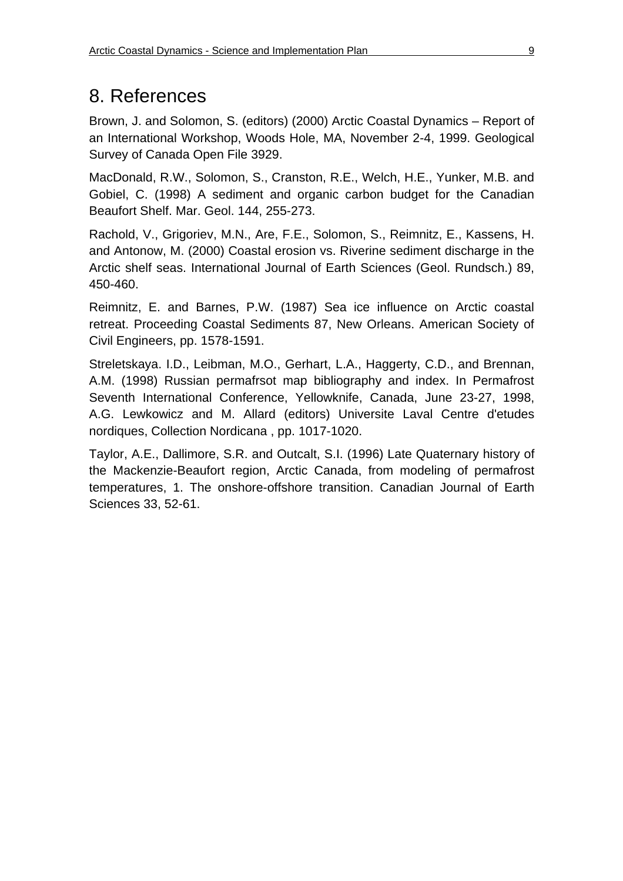# 8. References

Brown, J. and Solomon, S. (editors) (2000) Arctic Coastal Dynamics – Report of an International Workshop, Woods Hole, MA, November 2-4, 1999. Geological Survey of Canada Open File 3929.

MacDonald, R.W., Solomon, S., Cranston, R.E., Welch, H.E., Yunker, M.B. and Gobiel, C. (1998) A sediment and organic carbon budget for the Canadian Beaufort Shelf. Mar. Geol. 144, 255-273.

Rachold, V., Grigoriev, M.N., Are, F.E., Solomon, S., Reimnitz, E., Kassens, H. and Antonow, M. (2000) Coastal erosion vs. Riverine sediment discharge in the Arctic shelf seas. International Journal of Earth Sciences (Geol. Rundsch.) 89, 450-460.

Reimnitz, E. and Barnes, P.W. (1987) Sea ice influence on Arctic coastal retreat. Proceeding Coastal Sediments 87, New Orleans. American Society of Civil Engineers, pp. 1578-1591.

Streletskaya. I.D., Leibman, M.O., Gerhart, L.A., Haggerty, C.D., and Brennan, A.M. (1998) Russian permafrsot map bibliography and index. In Permafrost Seventh International Conference, Yellowknife, Canada, June 23-27, 1998, A.G. Lewkowicz and M. Allard (editors) Universite Laval Centre d'etudes nordiques, Collection Nordicana , pp. 1017-1020.

Taylor, A.E., Dallimore, S.R. and Outcalt, S.I. (1996) Late Quaternary history of the Mackenzie-Beaufort region, Arctic Canada, from modeling of permafrost temperatures, 1. The onshore-offshore transition. Canadian Journal of Earth Sciences 33, 52-61.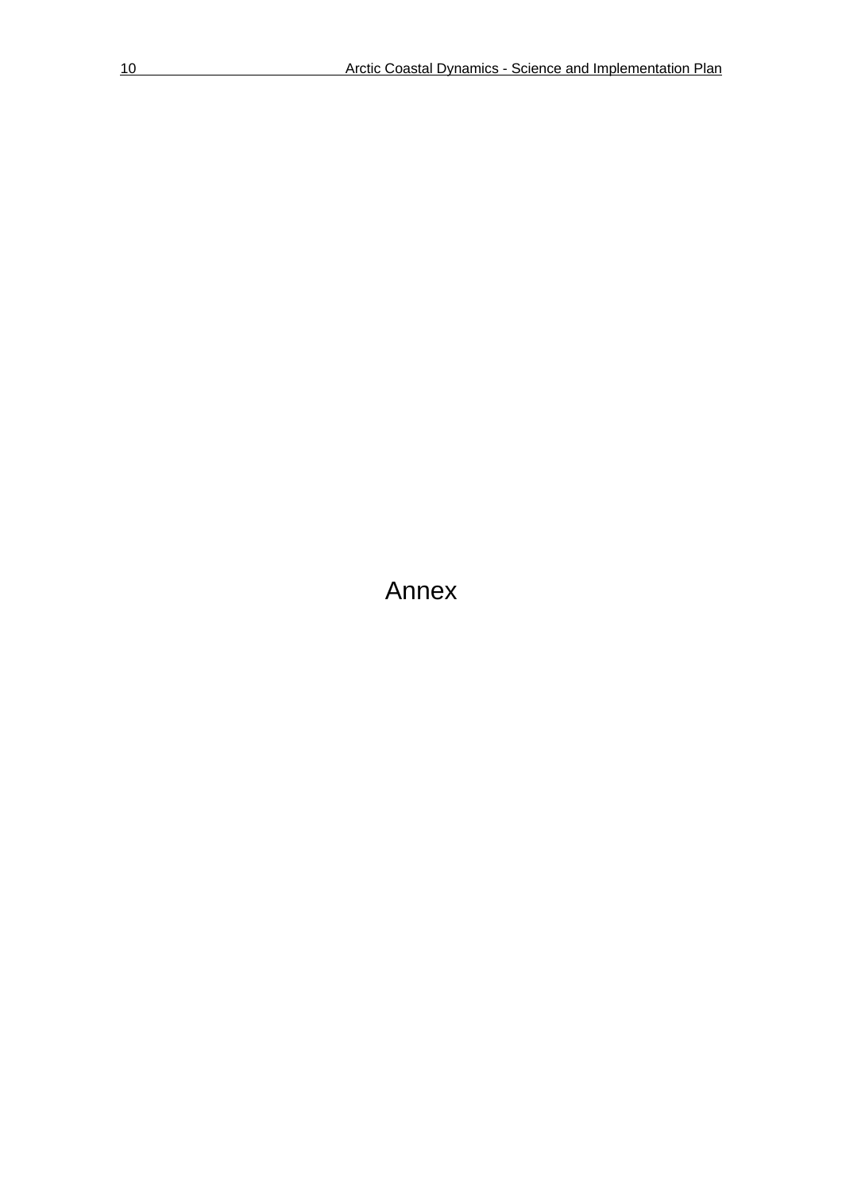# Annex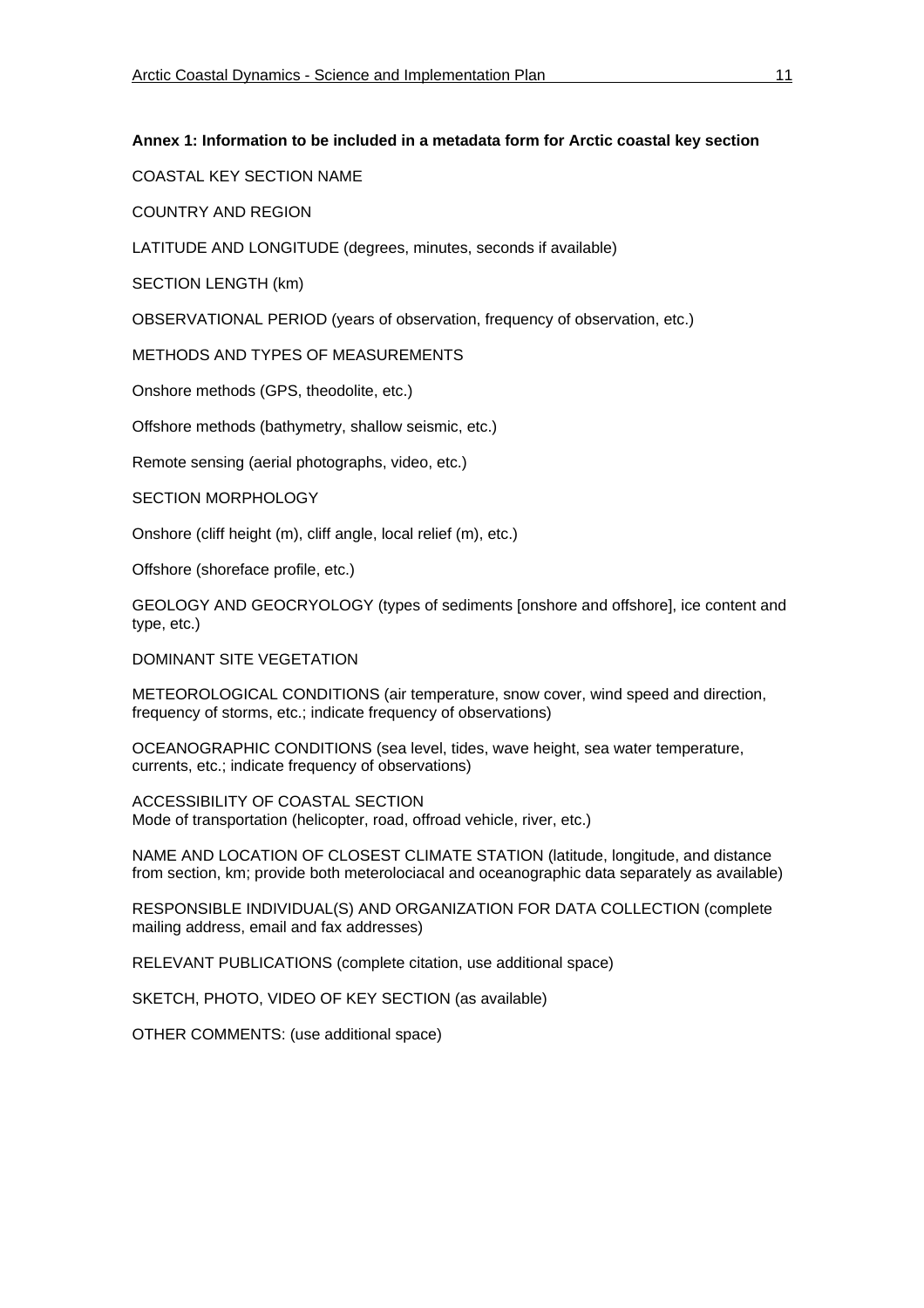**Annex 1: Information to be included in a metadata form for Arctic coastal key section**

COASTAL KEY SECTION NAME

COUNTRY AND REGION

LATITUDE AND LONGITUDE (degrees, minutes, seconds if available)

SECTION LENGTH (km)

OBSERVATIONAL PERIOD (years of observation, frequency of observation, etc.)

METHODS AND TYPES OF MEASUREMENTS

Onshore methods (GPS, theodolite, etc.)

Offshore methods (bathymetry, shallow seismic, etc.)

Remote sensing (aerial photographs, video, etc.)

SECTION MORPHOLOGY

Onshore (cliff height (m), cliff angle, local relief (m), etc.)

Offshore (shoreface profile, etc.)

GEOLOGY AND GEOCRYOLOGY (types of sediments [onshore and offshore], ice content and type, etc.)

DOMINANT SITE VEGETATION

METEOROLOGICAL CONDITIONS (air temperature, snow cover, wind speed and direction, frequency of storms, etc.; indicate frequency of observations)

OCEANOGRAPHIC CONDITIONS (sea level, tides, wave height, sea water temperature, currents, etc.; indicate frequency of observations)

ACCESSIBILITY OF COASTAL SECTION
Mode of transportation (helicopter, road, offroad vehicle, river, etc.)

NAME AND LOCATION OF CLOSEST CLIMATE STATION (latitude, longitude, and distance from section, km; provide both meterolociacal and oceanographic data separately as available)

RESPONSIBLE INDIVIDUAL(S) AND ORGANIZATION FOR DATA COLLECTION (complete mailing address, email and fax addresses)

RELEVANT PUBLICATIONS (complete citation, use additional space)

SKETCH, PHOTO, VIDEO OF KEY SECTION (as available)

OTHER COMMENTS: (use additional space)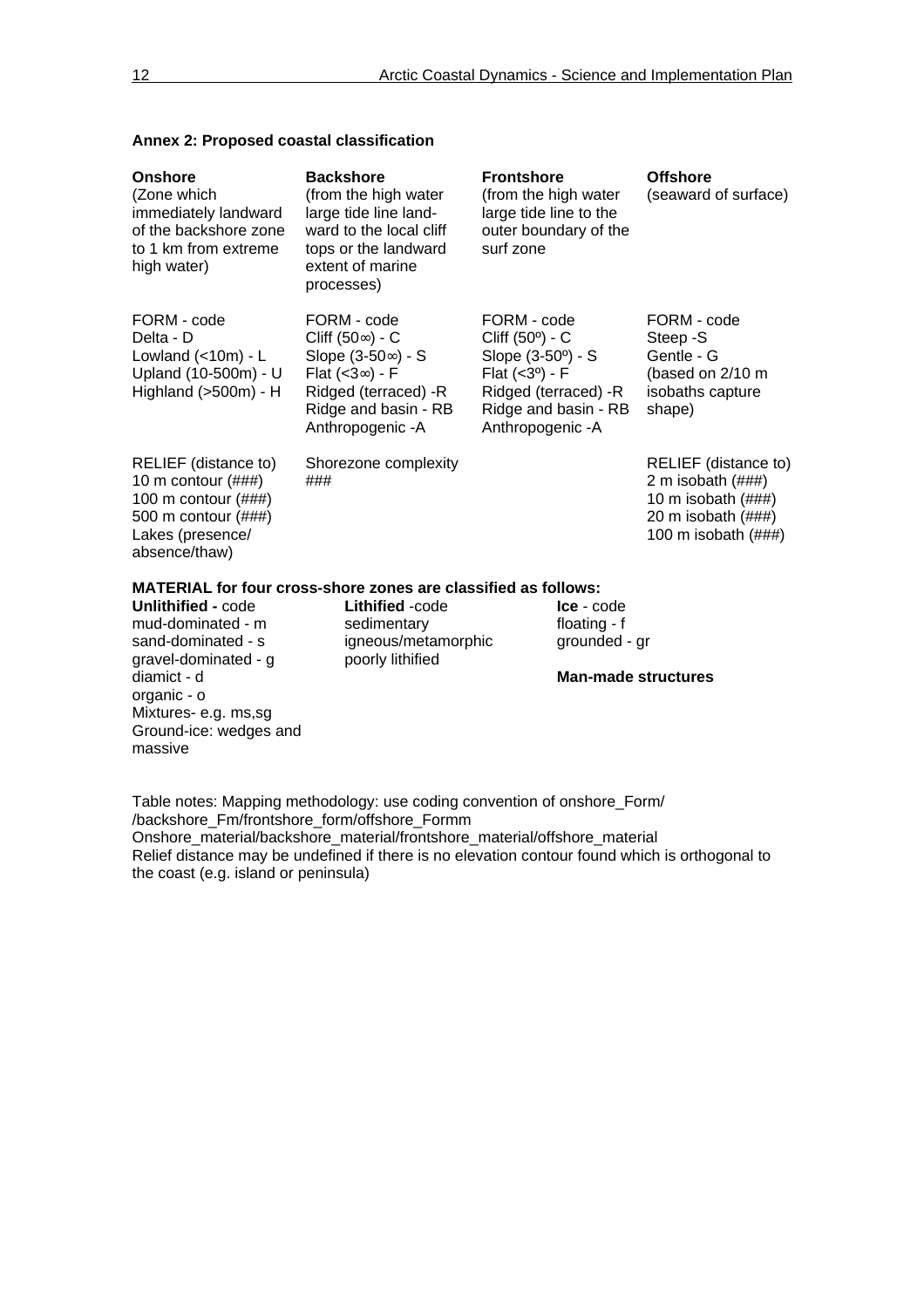## Annex 2: Proposed coastal classification

| **Onshore** (Zone which immediately landward of the backshore zone to 1 km from extreme high water) | **Backshore** (from the high water large tide line landward to the local cliff tops or the landward extent of marine processes) | **Frontshore** (from the high water large tide line to the outer boundary of the surf zone | **Offshore** (seaward of surface) |
|---|---|---|---|
| FORM - code<br>Delta - D<br>Lowland (<10m) - L<br>Upland (10-500m) - U<br>Highland (>500m) - H | FORM - code<br>Cliff (50∞) - C<br>Slope (3-50∞) - S<br>Flat (<3∞) - F<br>Ridged (terraced) -R<br>Ridge and basin - RB<br>Anthropogenic -A | FORM - code<br>Cliff (50º) - C<br>Slope (3-50º) - S<br>Flat (<3º) - F<br>Ridged (terraced) -R<br>Ridge and basin - RB<br>Anthropogenic -A | FORM - code<br>Steep -S<br>Gentle - G<br>(based on 2/10 m isobaths capture shape) |
| RELIEF (distance to)<br>10 m contour (###)<br>100 m contour (###)<br>500 m contour (###)<br>Lakes (presence/ absence/thaw) | Shorezone complexity<br>### | | RELIEF (distance to)<br>2 m isobath (###)<br>10 m isobath (###)<br>20 m isobath (###)<br>100 m isobath (###) |

**MATERIAL for four cross-shore zones are classified as follows:**

| **Unlithified -** code | **Lithified** -code | **Ice** - code |
|---|---|---|
| mud-dominated - m<br>sand-dominated - s<br>gravel-dominated - g<br>diamict - d<br>organic - o<br>Mixtures- e.g. ms,sg<br>Ground-ice: wedges and massive | sedimentary<br>igneous/metamorphic<br>poorly lithified | floating - f<br>grounded - gr<br><br>**Man-made structures** |

Table notes: Mapping methodology: use coding convention of onshore_Form/ /backshore_Fm/frontshore_form/offshore_Formm
Onshore_material/backshore_material/frontshore_material/offshore_material
Relief distance may be undefined if there is no elevation contour found which is orthogonal to the coast (e.g. island or peninsula)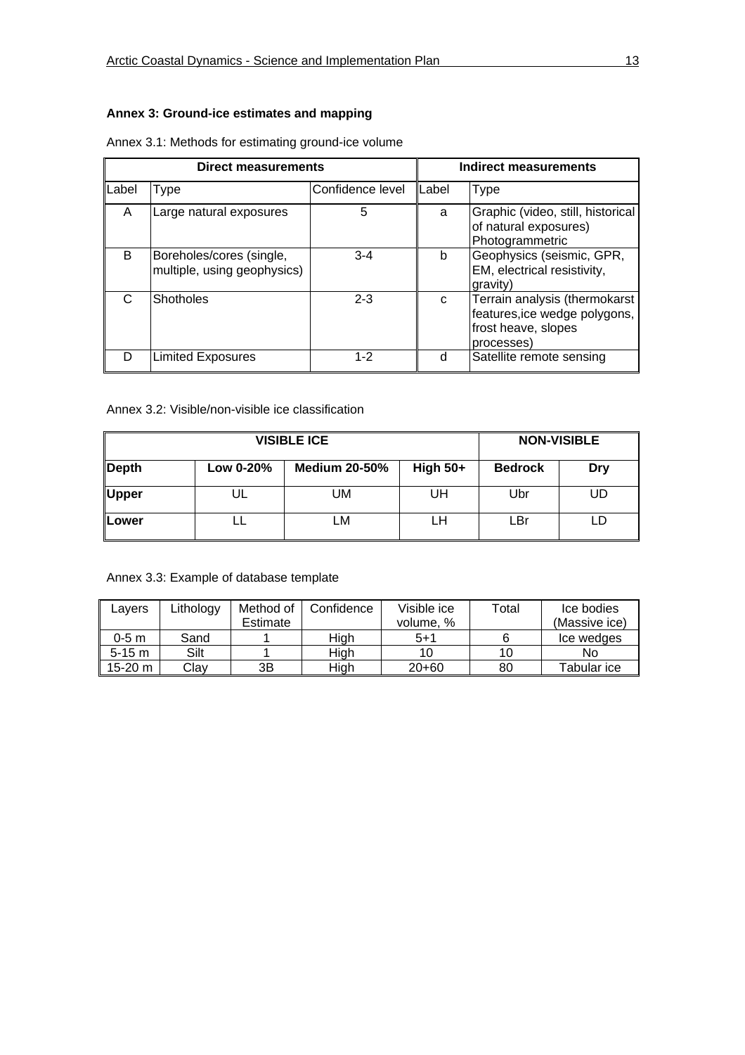### Annex 3: Ground-ice estimates and mapping

Annex 3.1: Methods for estimating ground-ice volume

| Direct measurements | | | Indirect measurements | |
|---|---|---|---|---|
| Label | Type | Confidence level | Label | Type |
| A | Large natural exposures | 5 | a | Graphic (video, still, historical of natural exposures) Photogrammetric |
| B | Boreholes/cores (single, multiple, using geophysics) | 3-4 | b | Geophysics (seismic, GPR, EM, electrical resistivity, gravity) |
| C | Shotholes | 2-3 | c | Terrain analysis (thermokarst features,ice wedge polygons, frost heave, slopes processes) |
| D | Limited Exposures | 1-2 | d | Satellite remote sensing |

Annex 3.2: Visible/non-visible ice classification

| VISIBLE ICE | | | | NON-VISIBLE | |
|---|---|---|---|---|---|
| **Depth** | **Low 0-20%** | **Medium 20-50%** | **High 50+** | **Bedrock** | **Dry** |
| **Upper** | UL | UM | UH | Ubr | UD |
| **Lower** | LL | LM | LH | LBr | LD |

Annex 3.3: Example of database template

| Layers | Lithology | Method of Estimate | Confidence | Visible ice volume, % | Total | Ice bodies (Massive ice) |
|---|---|---|---|---|---|---|
| 0-5 m | Sand | 1 | High | 5+1 | 6 | Ice wedges |
| 5-15 m | Silt | 1 | High | 10 | 10 | No |
| 15-20 m | Clay | 3B | High | 20+60 | 80 | Tabular ice |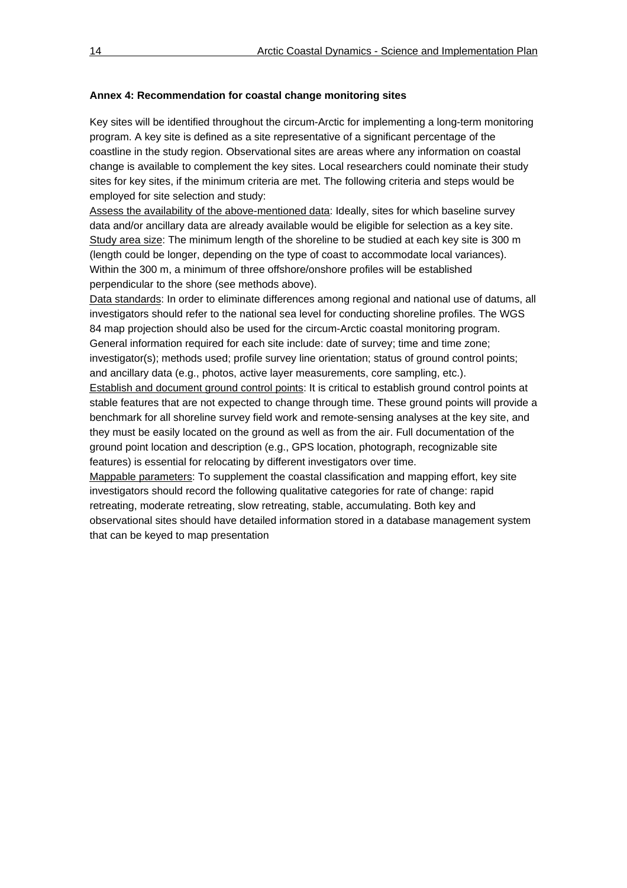**Annex 4: Recommendation for coastal change monitoring sites**

Key sites will be identified throughout the circum-Arctic for implementing a long-term monitoring program. A key site is defined as a site representative of a significant percentage of the coastline in the study region. Observational sites are areas where any information on coastal change is available to complement the key sites. Local researchers could nominate their study sites for key sites, if the minimum criteria are met. The following criteria and steps would be employed for site selection and study:

<u>Assess the availability of the above-mentioned data</u>: Ideally, sites for which baseline survey data and/or ancillary data are already available would be eligible for selection as a key site.

<u>Study area size</u>: The minimum length of the shoreline to be studied at each key site is 300 m (length could be longer, depending on the type of coast to accommodate local variances). Within the 300 m, a minimum of three offshore/onshore profiles will be established perpendicular to the shore (see methods above).

<u>Data standards</u>: In order to eliminate differences among regional and national use of datums, all investigators should refer to the national sea level for conducting shoreline profiles. The WGS 84 map projection should also be used for the circum-Arctic coastal monitoring program. General information required for each site include: date of survey; time and time zone; investigator(s); methods used; profile survey line orientation; status of ground control points; and ancillary data (e.g., photos, active layer measurements, core sampling, etc.).

<u>Establish and document ground control points</u>: It is critical to establish ground control points at stable features that are not expected to change through time. These ground points will provide a benchmark for all shoreline survey field work and remote-sensing analyses at the key site, and they must be easily located on the ground as well as from the air. Full documentation of the ground point location and description (e.g., GPS location, photograph, recognizable site features) is essential for relocating by different investigators over time.

<u>Mappable parameters</u>: To supplement the coastal classification and mapping effort, key site investigators should record the following qualitative categories for rate of change: rapid retreating, moderate retreating, slow retreating, stable, accumulating. Both key and observational sites should have detailed information stored in a database management system that can be keyed to map presentation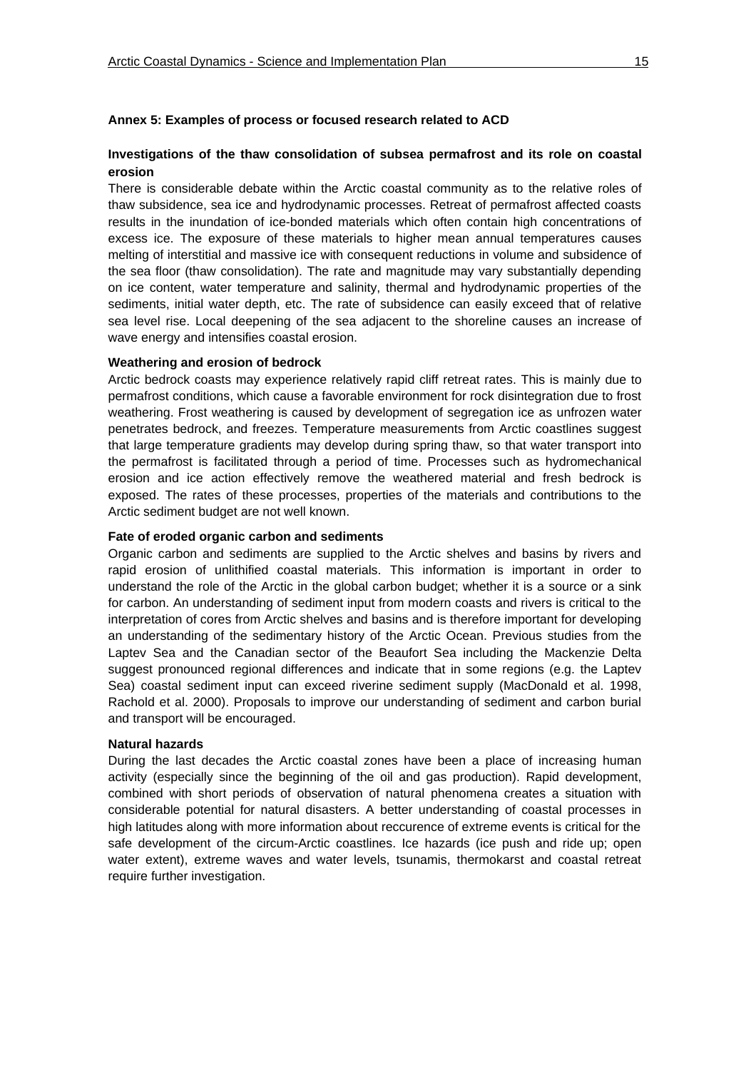## Annex 5: Examples of process or focused research related to ACD

### Investigations of the thaw consolidation of subsea permafrost and its role on coastal erosion

There is considerable debate within the Arctic coastal community as to the relative roles of thaw subsidence, sea ice and hydrodynamic processes. Retreat of permafrost affected coasts results in the inundation of ice-bonded materials which often contain high concentrations of excess ice. The exposure of these materials to higher mean annual temperatures causes melting of interstitial and massive ice with consequent reductions in volume and subsidence of the sea floor (thaw consolidation). The rate and magnitude may vary substantially depending on ice content, water temperature and salinity, thermal and hydrodynamic properties of the sediments, initial water depth, etc. The rate of subsidence can easily exceed that of relative sea level rise. Local deepening of the sea adjacent to the shoreline causes an increase of wave energy and intensifies coastal erosion.

### Weathering and erosion of bedrock

Arctic bedrock coasts may experience relatively rapid cliff retreat rates. This is mainly due to permafrost conditions, which cause a favorable environment for rock disintegration due to frost weathering. Frost weathering is caused by development of segregation ice as unfrozen water penetrates bedrock, and freezes. Temperature measurements from Arctic coastlines suggest that large temperature gradients may develop during spring thaw, so that water transport into the permafrost is facilitated through a period of time. Processes such as hydromechanical erosion and ice action effectively remove the weathered material and fresh bedrock is exposed. The rates of these processes, properties of the materials and contributions to the Arctic sediment budget are not well known.

### Fate of eroded organic carbon and sediments

Organic carbon and sediments are supplied to the Arctic shelves and basins by rivers and rapid erosion of unlithified coastal materials. This information is important in order to understand the role of the Arctic in the global carbon budget; whether it is a source or a sink for carbon. An understanding of sediment input from modern coasts and rivers is critical to the interpretation of cores from Arctic shelves and basins and is therefore important for developing an understanding of the sedimentary history of the Arctic Ocean. Previous studies from the Laptev Sea and the Canadian sector of the Beaufort Sea including the Mackenzie Delta suggest pronounced regional differences and indicate that in some regions (e.g. the Laptev Sea) coastal sediment input can exceed riverine sediment supply (MacDonald et al. 1998, Rachold et al. 2000). Proposals to improve our understanding of sediment and carbon burial and transport will be encouraged.

### Natural hazards

During the last decades the Arctic coastal zones have been a place of increasing human activity (especially since the beginning of the oil and gas production). Rapid development, combined with short periods of observation of natural phenomena creates a situation with considerable potential for natural disasters. A better understanding of coastal processes in high latitudes along with more information about reccurence of extreme events is critical for the safe development of the circum-Arctic coastlines. Ice hazards (ice push and ride up; open water extent), extreme waves and water levels, tsunamis, thermokarst and coastal retreat require further investigation.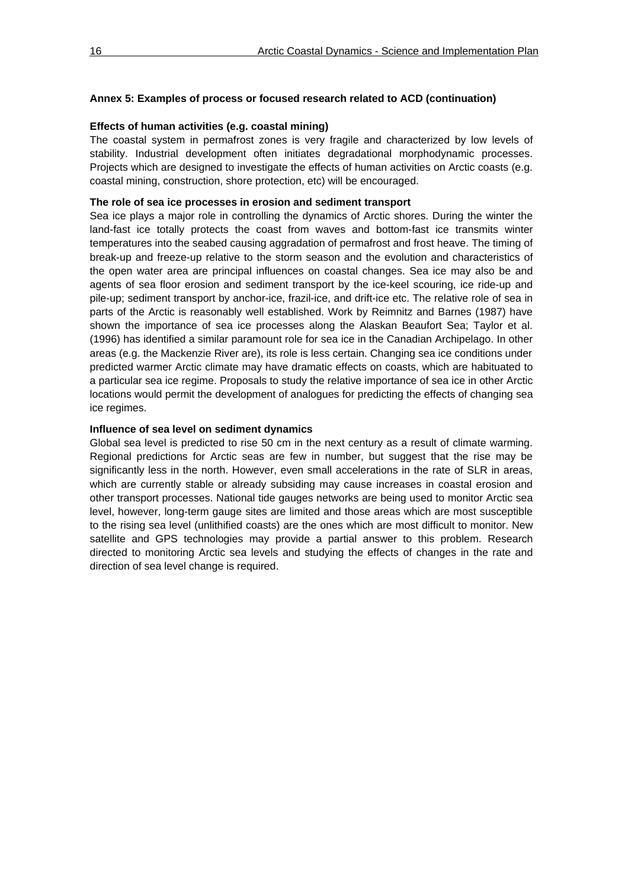**Annex 5: Examples of process or focused research related to ACD (continuation)**

**Effects of human activities (e.g. coastal mining)**

The coastal system in permafrost zones is very fragile and characterized by low levels of stability. Industrial development often initiates degradational morphodynamic processes. Projects which are designed to investigate the effects of human activities on Arctic coasts (e.g. coastal mining, construction, shore protection, etc) will be encouraged.

**The role of sea ice processes in erosion and sediment transport**

Sea ice plays a major role in controlling the dynamics of Arctic shores. During the winter the land-fast ice totally protects the coast from waves and bottom-fast ice transmits winter temperatures into the seabed causing aggradation of permafrost and frost heave. The timing of break-up and freeze-up relative to the storm season and the evolution and characteristics of the open water area are principal influences on coastal changes. Sea ice may also be and agents of sea floor erosion and sediment transport by the ice-keel scouring, ice ride-up and pile-up; sediment transport by anchor-ice, frazil-ice, and drift-ice etc. The relative role of sea in parts of the Arctic is reasonably well established. Work by Reimnitz and Barnes (1987) have shown the importance of sea ice processes along the Alaskan Beaufort Sea; Taylor et al. (1996) has identified a similar paramount role for sea ice in the Canadian Archipelago. In other areas (e.g. the Mackenzie River are), its role is less certain. Changing sea ice conditions under predicted warmer Arctic climate may have dramatic effects on coasts, which are habituated to a particular sea ice regime. Proposals to study the relative importance of sea ice in other Arctic locations would permit the development of analogues for predicting the effects of changing sea ice regimes.

**Influence of sea level on sediment dynamics**

Global sea level is predicted to rise 50 cm in the next century as a result of climate warming. Regional predictions for Arctic seas are few in number, but suggest that the rise may be significantly less in the north. However, even small accelerations in the rate of SLR in areas, which are currently stable or already subsiding may cause increases in coastal erosion and other transport processes. National tide gauges networks are being used to monitor Arctic sea level, however, long-term gauge sites are limited and those areas which are most susceptible to the rising sea level (unlithified coasts) are the ones which are most difficult to monitor. New satellite and GPS technologies may provide a partial answer to this problem. Research directed to monitoring Arctic sea levels and studying the effects of changes in the rate and direction of sea level change is required.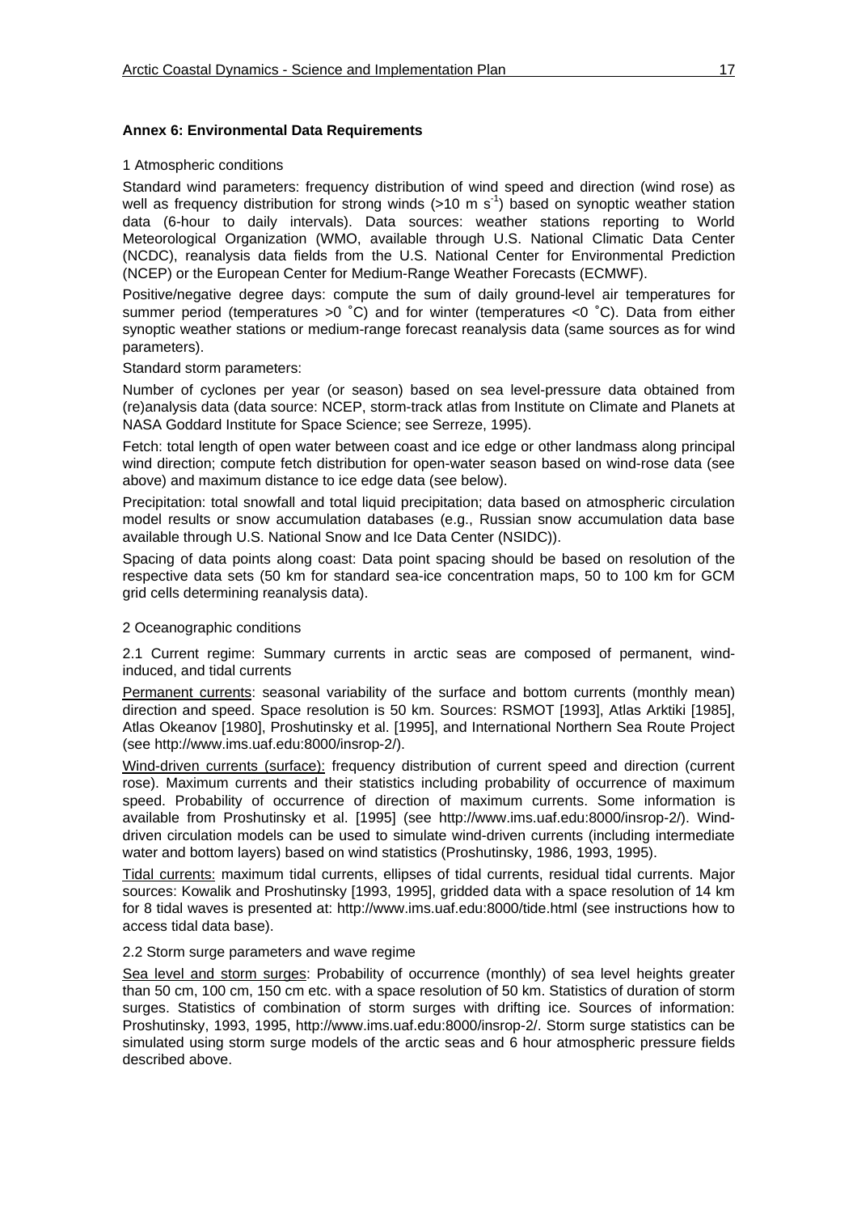## Annex 6: Environmental Data Requirements

### 1 Atmospheric conditions

Standard wind parameters: frequency distribution of wind speed and direction (wind rose) as well as frequency distribution for strong winds (>10 m $s^{-1}$) based on synoptic weather station data (6-hour to daily intervals). Data sources: weather stations reporting to World Meteorological Organization (WMO, available through U.S. National Climatic Data Center (NCDC), reanalysis data fields from the U.S. National Center for Environmental Prediction (NCEP) or the European Center for Medium-Range Weather Forecasts (ECMWF).

Positive/negative degree days: compute the sum of daily ground-level air temperatures for summer period (temperatures >0 ˚C) and for winter (temperatures <0 ˚C). Data from either synoptic weather stations or medium-range forecast reanalysis data (same sources as for wind parameters).

Standard storm parameters:

Number of cyclones per year (or season) based on sea level-pressure data obtained from (re)analysis data (data source: NCEP, storm-track atlas from Institute on Climate and Planets at NASA Goddard Institute for Space Science; see Serreze, 1995).

Fetch: total length of open water between coast and ice edge or other landmass along principal wind direction; compute fetch distribution for open-water season based on wind-rose data (see above) and maximum distance to ice edge data (see below).

Precipitation: total snowfall and total liquid precipitation; data based on atmospheric circulation model results or snow accumulation databases (e.g., Russian snow accumulation data base available through U.S. National Snow and Ice Data Center (NSIDC)).

Spacing of data points along coast: Data point spacing should be based on resolution of the respective data sets (50 km for standard sea-ice concentration maps, 50 to 100 km for GCM grid cells determining reanalysis data).

### 2 Oceanographic conditions

2.1 Current regime: Summary currents in arctic seas are composed of permanent, wind-induced, and tidal currents

Permanent currents: seasonal variability of the surface and bottom currents (monthly mean) direction and speed. Space resolution is 50 km. Sources: RSMOT [1993], Atlas Arktiki [1985], Atlas Okeanov [1980], Proshutinsky et al. [1995], and International Northern Sea Route Project (see http://www.ims.uaf.edu:8000/insrop-2/).

Wind-driven currents (surface): frequency distribution of current speed and direction (current rose). Maximum currents and their statistics including probability of occurrence of maximum speed. Probability of occurrence of direction of maximum currents. Some information is available from Proshutinsky et al. [1995] (see http://www.ims.uaf.edu:8000/insrop-2/). Wind-driven circulation models can be used to simulate wind-driven currents (including intermediate water and bottom layers) based on wind statistics (Proshutinsky, 1986, 1993, 1995).

Tidal currents: maximum tidal currents, ellipses of tidal currents, residual tidal currents. Major sources: Kowalik and Proshutinsky [1993, 1995], gridded data with a space resolution of 14 km for 8 tidal waves is presented at: http://www.ims.uaf.edu:8000/tide.html (see instructions how to access tidal data base).

2.2 Storm surge parameters and wave regime

Sea level and storm surges: Probability of occurrence (monthly) of sea level heights greater than 50 cm, 100 cm, 150 cm etc. with a space resolution of 50 km. Statistics of duration of storm surges. Statistics of combination of storm surges with drifting ice. Sources of information: Proshutinsky, 1993, 1995, http://www.ims.uaf.edu:8000/insrop-2/. Storm surge statistics can be simulated using storm surge models of the arctic seas and 6 hour atmospheric pressure fields described above.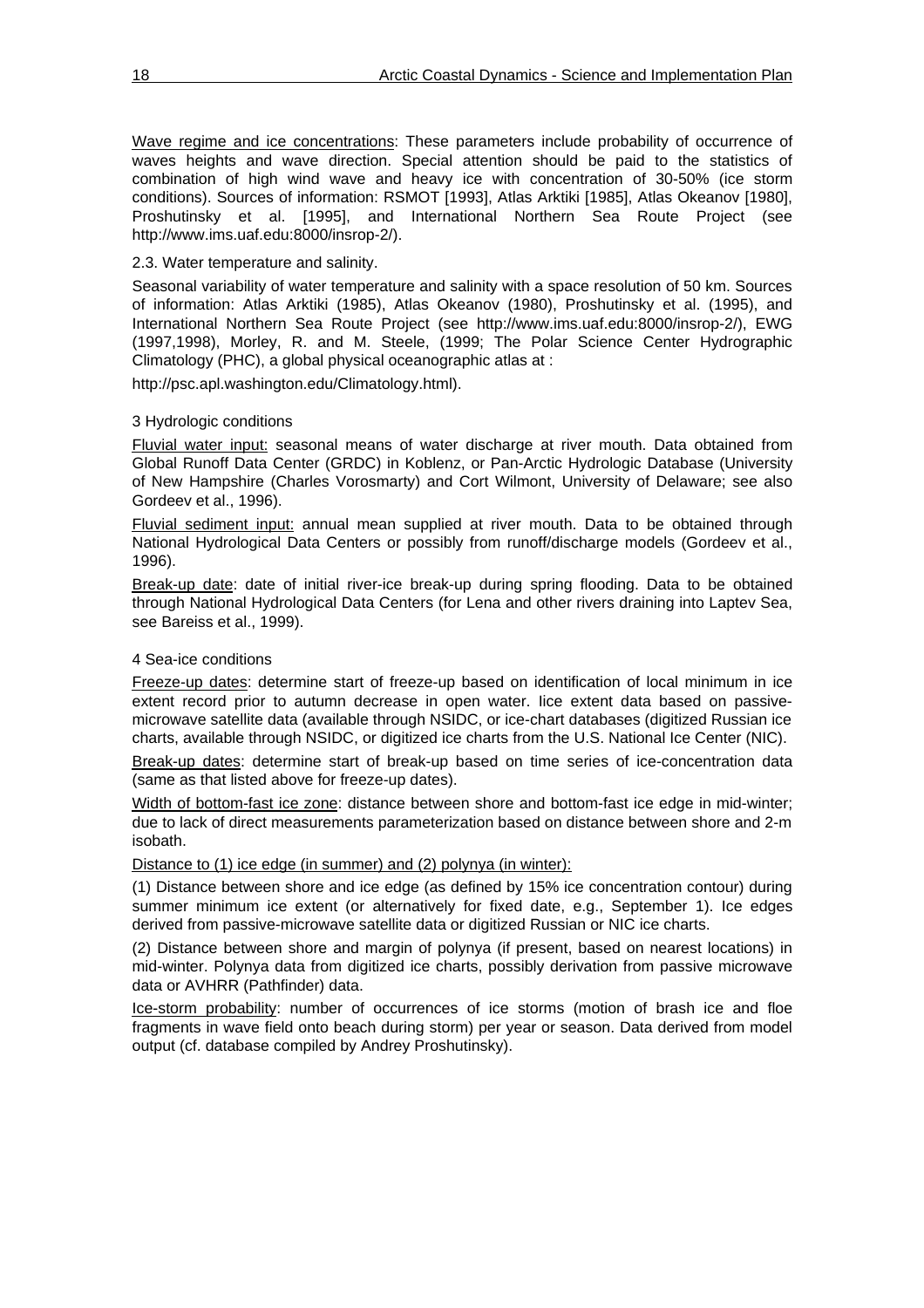Wave regime and ice concentrations: These parameters include probability of occurrence of waves heights and wave direction. Special attention should be paid to the statistics of combination of high wind wave and heavy ice with concentration of 30-50% (ice storm conditions). Sources of information: RSMOT [1993], Atlas Arktiki [1985], Atlas Okeanov [1980], Proshutinsky et al. [1995], and International Northern Sea Route Project (see http://www.ims.uaf.edu:8000/insrop-2/).

2.3. Water temperature and salinity.

Seasonal variability of water temperature and salinity with a space resolution of 50 km. Sources of information: Atlas Arktiki (1985), Atlas Okeanov (1980), Proshutinsky et al. (1995), and International Northern Sea Route Project (see http://www.ims.uaf.edu:8000/insrop-2/), EWG (1997,1998), Morley, R. and M. Steele, (1999; The Polar Science Center Hydrographic Climatology (PHC), a global physical oceanographic atlas at :

http://psc.apl.washington.edu/Climatology.html).

3 Hydrologic conditions

Fluvial water input: seasonal means of water discharge at river mouth. Data obtained from Global Runoff Data Center (GRDC) in Koblenz, or Pan-Arctic Hydrologic Database (University of New Hampshire (Charles Vorosmarty) and Cort Wilmont, University of Delaware; see also Gordeev et al., 1996).

Fluvial sediment input: annual mean supplied at river mouth. Data to be obtained through National Hydrological Data Centers or possibly from runoff/discharge models (Gordeev et al., 1996).

Break-up date: date of initial river-ice break-up during spring flooding. Data to be obtained through National Hydrological Data Centers (for Lena and other rivers draining into Laptev Sea, see Bareiss et al., 1999).

4 Sea-ice conditions

Freeze-up dates: determine start of freeze-up based on identification of local minimum in ice extent record prior to autumn decrease in open water. Iice extent data based on passive-microwave satellite data (available through NSIDC, or ice-chart databases (digitized Russian ice charts, available through NSIDC, or digitized ice charts from the U.S. National Ice Center (NIC).

Break-up dates: determine start of break-up based on time series of ice-concentration data (same as that listed above for freeze-up dates).

Width of bottom-fast ice zone: distance between shore and bottom-fast ice edge in mid-winter; due to lack of direct measurements parameterization based on distance between shore and 2-m isobath.

Distance to (1) ice edge (in summer) and (2) polynya (in winter):

(1) Distance between shore and ice edge (as defined by 15% ice concentration contour) during summer minimum ice extent (or alternatively for fixed date, e.g., September 1). Ice edges derived from passive-microwave satellite data or digitized Russian or NIC ice charts.

(2) Distance between shore and margin of polynya (if present, based on nearest locations) in mid-winter. Polynya data from digitized ice charts, possibly derivation from passive microwave data or AVHRR (Pathfinder) data.

Ice-storm probability: number of occurrences of ice storms (motion of brash ice and floe fragments in wave field onto beach during storm) per year or season. Data derived from model output (cf. database compiled by Andrey Proshutinsky).